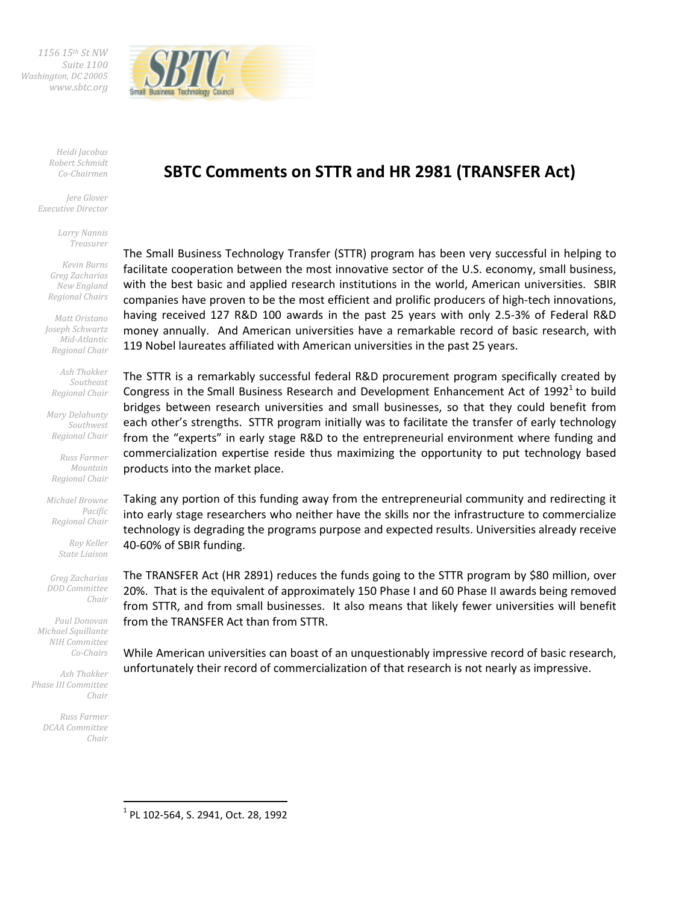1156 15th St NW
Suite 1100
Washington, DC 20005
www.sbtc.org

Heidi Jacobus
Robert Schmidt
Co-Chairmen

Jere Glover
Executive Director

Larry Nannis
Treasurer

Kevin Burns
Greg Zacharias
New England
Regional Chairs

Matt Oristano
Joseph Schwartz
Mid-Atlantic
Regional Chair

Ash Thakker
Southeast
Regional Chair

Mary Delahunty
Southwest
Regional Chair

Russ Farmer
Mountain
Regional Chair

Michael Browne
Pacific
Regional Chair

Roy Keller
State Liaison

Greg Zacharias
DOD Committee
Chair

Paul Donovan
Michael Squillante
NIH Committee
Co-Chairs

Ash Thakker
Phase III Committee
Chair

Russ Farmer
DCAA Committee
Chair

# SBTC Comments on STTR and HR 2981 (TRANSFER Act)

The Small Business Technology Transfer (STTR) program has been very successful in helping to facilitate cooperation between the most innovative sector of the U.S. economy, small business, with the best basic and applied research institutions in the world, American universities. SBIR companies have proven to be the most efficient and prolific producers of high-tech innovations, having received 127 R&D 100 awards in the past 25 years with only 2.5-3% of Federal R&D money annually. And American universities have a remarkable record of basic research, with 119 Nobel laureates affiliated with American universities in the past 25 years.

The STTR is a remarkably successful federal R&D procurement program specifically created by Congress in the Small Business Research and Development Enhancement Act of 1992[1] to build bridges between research universities and small businesses, so that they could benefit from each other's strengths. STTR program initially was to facilitate the transfer of early technology from the "experts" in early stage R&D to the entrepreneurial environment where funding and commercialization expertise reside thus maximizing the opportunity to put technology based products into the market place.

Taking any portion of this funding away from the entrepreneurial community and redirecting it into early stage researchers who neither have the skills nor the infrastructure to commercialize technology is degrading the programs purpose and expected results. Universities already receive 40-60% of SBIR funding.

The TRANSFER Act (HR 2891) reduces the funds going to the STTR program by $80 million, over 20%. That is the equivalent of approximately 150 Phase I and 60 Phase II awards being removed from STTR, and from small businesses. It also means that likely fewer universities will benefit from the TRANSFER Act than from STTR.

While American universities can boast of an unquestionably impressive record of basic research, unfortunately their record of commercialization of that research is not nearly as impressive.

---

[1] PL 102-564, S. 2941, Oct. 28, 1992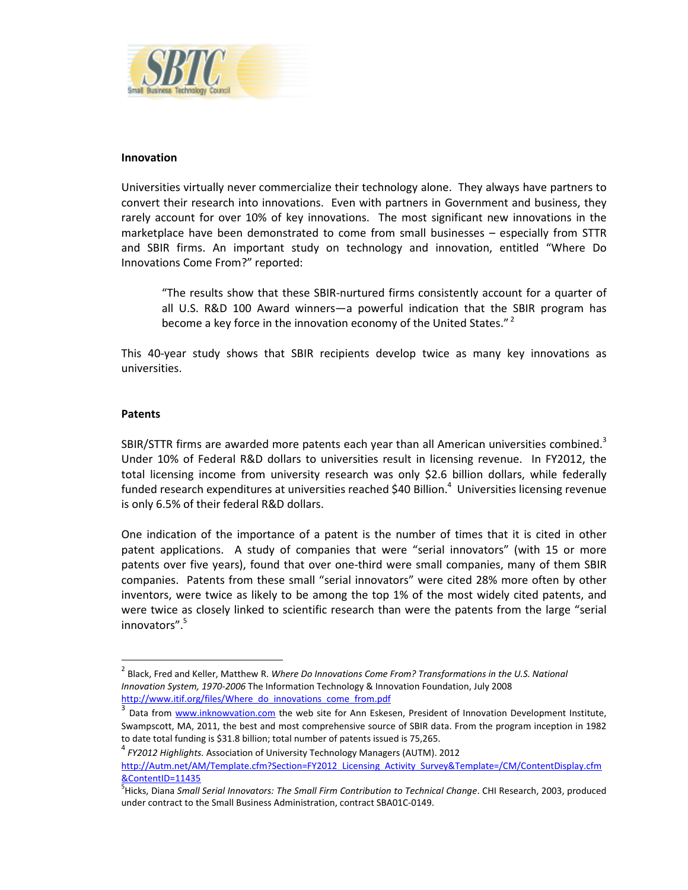**Innovation**

Universities virtually never commercialize their technology alone. They always have partners to convert their research into innovations. Even with partners in Government and business, they rarely account for over 10% of key innovations. The most significant new innovations in the marketplace have been demonstrated to come from small businesses – especially from STTR and SBIR firms. An important study on technology and innovation, entitled "Where Do Innovations Come From?" reported:

> "The results show that these SBIR-nurtured firms consistently account for a quarter of all U.S. R&D 100 Award winners—a powerful indication that the SBIR program has become a key force in the innovation economy of the United States." [2]

This 40-year study shows that SBIR recipients develop twice as many key innovations as universities.

**Patents**

SBIR/STTR firms are awarded more patents each year than all American universities combined.[3] Under 10% of Federal R&D dollars to universities result in licensing revenue. In FY2012, the total licensing income from university research was only $2.6 billion dollars, while federally funded research expenditures at universities reached $40 Billion.[4] Universities licensing revenue is only 6.5% of their federal R&D dollars.

One indication of the importance of a patent is the number of times that it is cited in other patent applications. A study of companies that were "serial innovators" (with 15 or more patents over five years), found that over one-third were small companies, many of them SBIR companies. Patents from these small "serial innovators" were cited 28% more often by other inventors, were twice as likely to be among the top 1% of the most widely cited patents, and were twice as closely linked to scientific research than were the patents from the large "serial innovators".[5]

---

[2] Black, Fred and Keller, Matthew R. *Where Do Innovations Come From? Transformations in the U.S. National Innovation System, 1970-2006* The Information Technology & Innovation Foundation, July 2008 http://www.itif.org/files/Where_do_innovations_come_from.pdf

[3] Data from www.inknowvation.com the web site for Ann Eskesen, President of Innovation Development Institute, Swampscott, MA, 2011, the best and most comprehensive source of SBIR data. From the program inception in 1982 to date total funding is $31.8 billion; total number of patents issued is 75,265.

[4] *FY2012 Highlights.* Association of University Technology Managers (AUTM). 2012 http://Autm.net/AM/Template.cfm?Section=FY2012_Licensing_Activity_Survey&Template=/CM/ContentDisplay.cfm&ContentID=11435

[5] Hicks, Diana *Small Serial Innovators: The Small Firm Contribution to Technical Change*. CHI Research, 2003, produced under contract to the Small Business Administration, contract SBA01C-0149.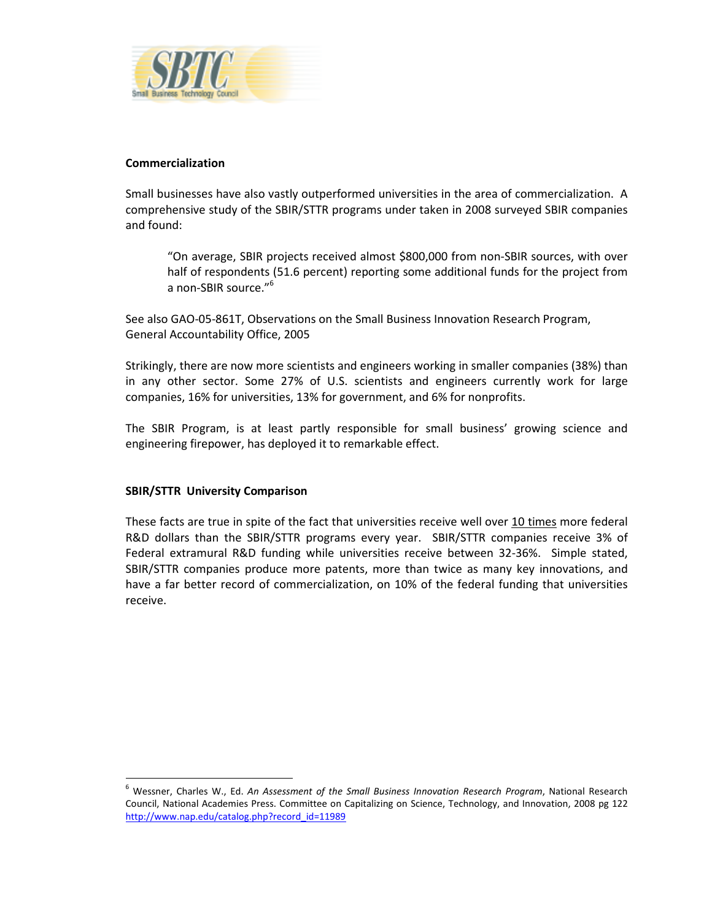## Commercialization

Small businesses have also vastly outperformed universities in the area of commercialization. A comprehensive study of the SBIR/STTR programs under taken in 2008 surveyed SBIR companies and found:

> "On average, SBIR projects received almost $800,000 from non-SBIR sources, with over half of respondents (51.6 percent) reporting some additional funds for the project from a non-SBIR source."[6]

See also GAO-05-861T, Observations on the Small Business Innovation Research Program, General Accountability Office, 2005

Strikingly, there are now more scientists and engineers working in smaller companies (38%) than in any other sector. Some 27% of U.S. scientists and engineers currently work for large companies, 16% for universities, 13% for government, and 6% for nonprofits.

The SBIR Program, is at least partly responsible for small business' growing science and engineering firepower, has deployed it to remarkable effect.

## SBIR/STTR University Comparison

These facts are true in spite of the fact that universities receive well over 10 times more federal R&D dollars than the SBIR/STTR programs every year. SBIR/STTR companies receive 3% of Federal extramural R&D funding while universities receive between 32-36%. Simple stated, SBIR/STTR companies produce more patents, more than twice as many key innovations, and have a far better record of commercialization, on 10% of the federal funding that universities receive.

---

[6] Wessner, Charles W., Ed. *An Assessment of the Small Business Innovation Research Program*, National Research Council, National Academies Press. Committee on Capitalizing on Science, Technology, and Innovation, 2008 pg 122 http://www.nap.edu/catalog.php?record_id=11989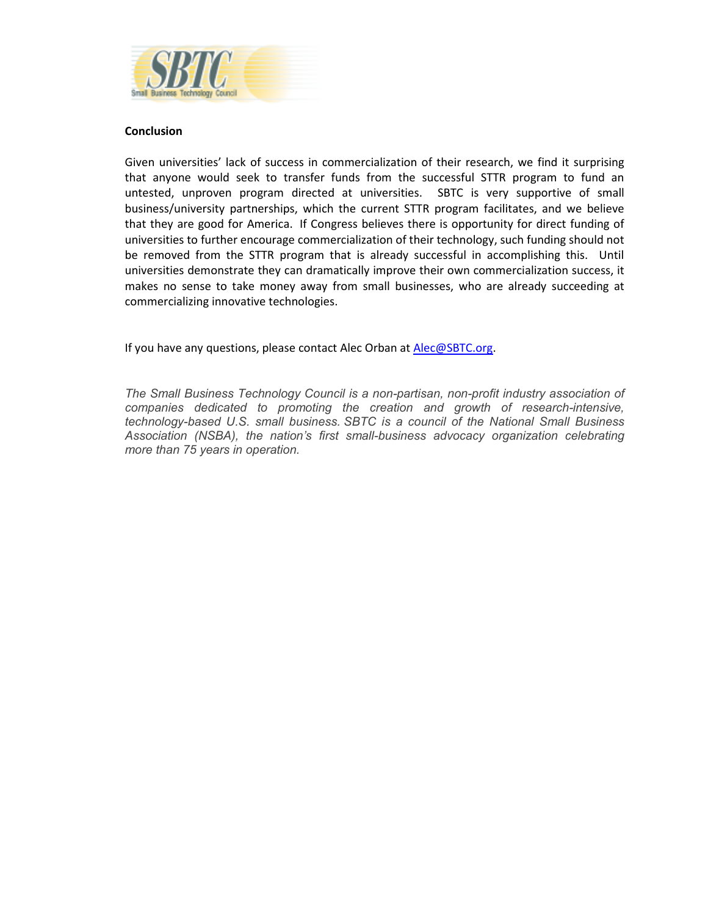**Conclusion**

Given universities' lack of success in commercialization of their research, we find it surprising that anyone would seek to transfer funds from the successful STTR program to fund an untested, unproven program directed at universities. SBTC is very supportive of small business/university partnerships, which the current STTR program facilitates, and we believe that they are good for America. If Congress believes there is opportunity for direct funding of universities to further encourage commercialization of their technology, such funding should not be removed from the STTR program that is already successful in accomplishing this. Until universities demonstrate they can dramatically improve their own commercialization success, it makes no sense to take money away from small businesses, who are already succeeding at commercializing innovative technologies.

If you have any questions, please contact Alec Orban at Alec@SBTC.org.

*The Small Business Technology Council is a non-partisan, non-profit industry association of companies dedicated to promoting the creation and growth of research-intensive, technology-based U.S. small business. SBTC is a council of the National Small Business Association (NSBA), the nation's first small-business advocacy organization celebrating more than 75 years in operation.*